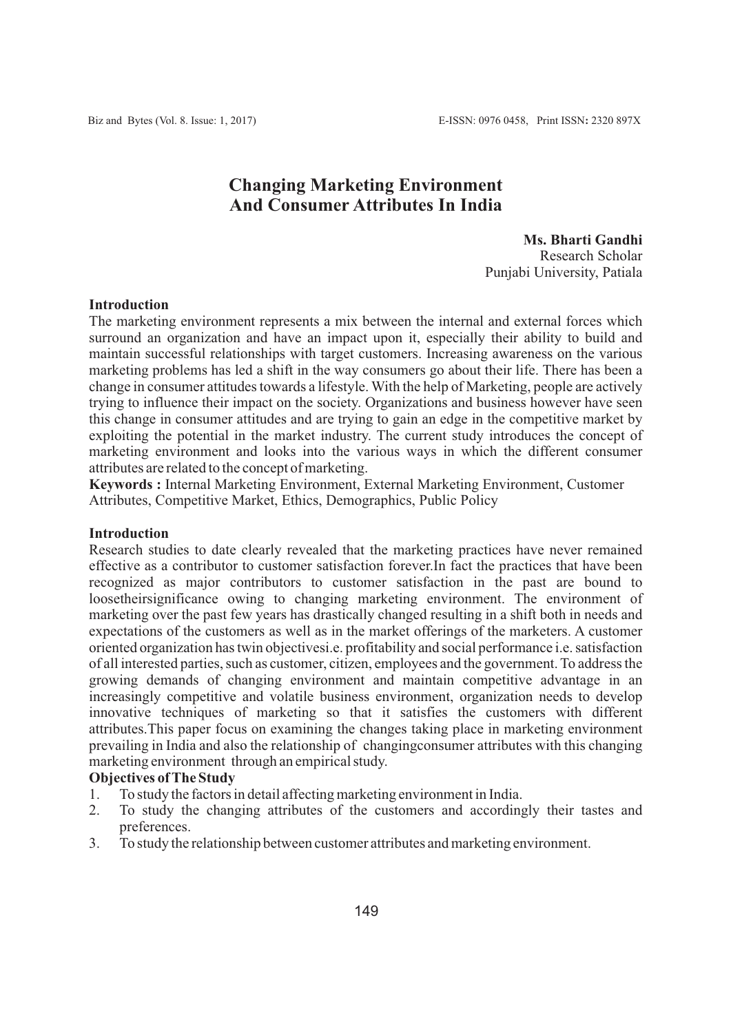# Changing Marketing Environment And Consumer Attributes In India

**Ms. Bharti Gandhi**
Research Scholar
Punjabi University, Patiala

## Introduction

The marketing environment represents a mix between the internal and external forces which surround an organization and have an impact upon it, especially their ability to build and maintain successful relationships with target customers. Increasing awareness on the various marketing problems has led a shift in the way consumers go about their life. There has been a change in consumer attitudes towards a lifestyle. With the help of Marketing, people are actively trying to influence their impact on the society. Organizations and business however have seen this change in consumer attitudes and are trying to gain an edge in the competitive market by exploiting the potential in the market industry. The current study introduces the concept of marketing environment and looks into the various ways in which the different consumer attributes are related to the concept of marketing.

**Keywords :** Internal Marketing Environment, External Marketing Environment, Customer Attributes, Competitive Market, Ethics, Demographics, Public Policy

## Introduction

Research studies to date clearly revealed that the marketing practices have never remained effective as a contributor to customer satisfaction forever.In fact the practices that have been recognized as major contributors to customer satisfaction in the past are bound to loosetheirsignificance owing to changing marketing environment. The environment of marketing over the past few years has drastically changed resulting in a shift both in needs and expectations of the customers as well as in the market offerings of the marketers. A customer oriented organization has twin objectivesi.e. profitability and social performance i.e. satisfaction of all interested parties, such as customer, citizen, employees and the government. To address the growing demands of changing environment and maintain competitive advantage in an increasingly competitive and volatile business environment, organization needs to develop innovative techniques of marketing so that it satisfies the customers with different attributes.This paper focus on examining the changes taking place in marketing environment prevailing in India and also the relationship of changingconsumer attributes with this changing marketing environment through an empirical study.

### Objectives of The Study

1. To study the factors in detail affecting marketing environment in India.
2. To study the changing attributes of the customers and accordingly their tastes and preferences.
3. To study the relationship between customer attributes and marketing environment.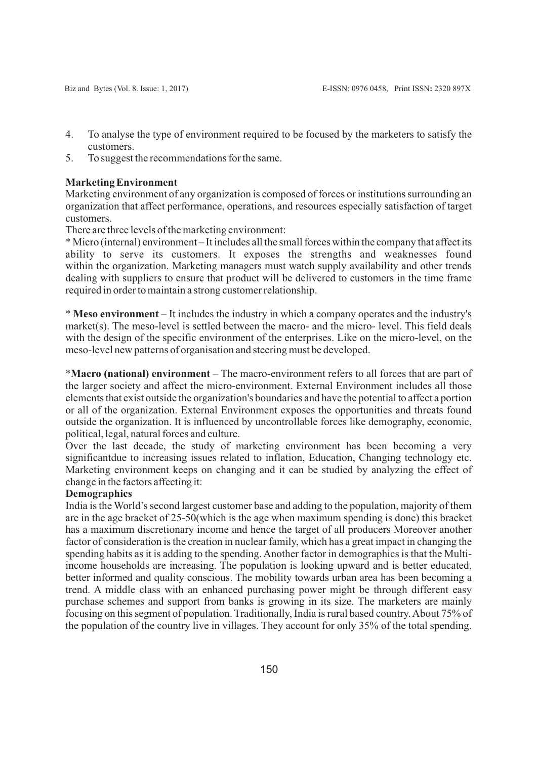4. To analyse the type of environment required to be focused by the marketers to satisfy the customers.
5. To suggest the recommendations for the same.

**Marketing Environment**

Marketing environment of any organization is composed of forces or institutions surrounding an organization that affect performance, operations, and resources especially satisfaction of target customers.

There are three levels of the marketing environment:

* Micro (internal) environment – It includes all the small forces within the company that affect its ability to serve its customers. It exposes the strengths and weaknesses found within the organization. Marketing managers must watch supply availability and other trends dealing with suppliers to ensure that product will be delivered to customers in the time frame required in order to maintain a strong customer relationship.

* **Meso environment** – It includes the industry in which a company operates and the industry's market(s). The meso-level is settled between the macro- and the micro- level. This field deals with the design of the specific environment of the enterprises. Like on the micro-level, on the meso-level new patterns of organisation and steering must be developed.

***Macro (national) environment** – The macro-environment refers to all forces that are part of the larger society and affect the micro-environment. External Environment includes all those elements that exist outside the organization's boundaries and have the potential to affect a portion or all of the organization. External Environment exposes the opportunities and threats found outside the organization. It is influenced by uncontrollable forces like demography, economic, political, legal, natural forces and culture.

Over the last decade, the study of marketing environment has been becoming a very significantdue to increasing issues related to inflation, Education, Changing technology etc. Marketing environment keeps on changing and it can be studied by analyzing the effect of change in the factors affecting it:

**Demographics**

India is the World's second largest customer base and adding to the population, majority of them are in the age bracket of 25-50(which is the age when maximum spending is done) this bracket has a maximum discretionary income and hence the target of all producers Moreover another factor of consideration is the creation in nuclear family, which has a great impact in changing the spending habits as it is adding to the spending. Another factor in demographics is that the Multi-income households are increasing. The population is looking upward and is better educated, better informed and quality conscious. The mobility towards urban area has been becoming a trend. A middle class with an enhanced purchasing power might be through different easy purchase schemes and support from banks is growing in its size. The marketers are mainly focusing on this segment of population. Traditionally, India is rural based country. About 75% of the population of the country live in villages. They account for only 35% of the total spending.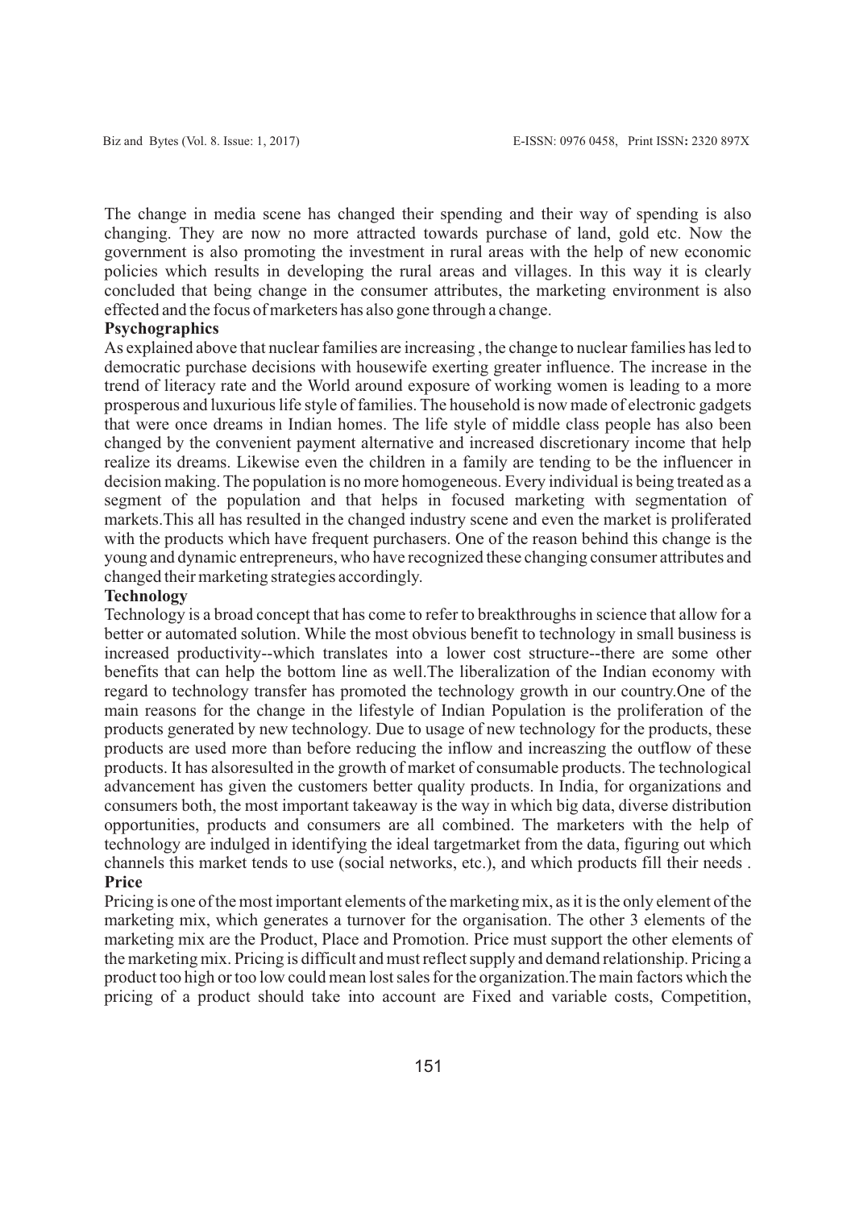The change in media scene has changed their spending and their way of spending is also changing. They are now no more attracted towards purchase of land, gold etc. Now the government is also promoting the investment in rural areas with the help of new economic policies which results in developing the rural areas and villages. In this way it is clearly concluded that being change in the consumer attributes, the marketing environment is also effected and the focus of marketers has also gone through a change.

**Psychographics**

As explained above that nuclear families are increasing , the change to nuclear families has led to democratic purchase decisions with housewife exerting greater influence. The increase in the trend of literacy rate and the World around exposure of working women is leading to a more prosperous and luxurious life style of families. The household is now made of electronic gadgets that were once dreams in Indian homes. The life style of middle class people has also been changed by the convenient payment alternative and increased discretionary income that help realize its dreams. Likewise even the children in a family are tending to be the influencer in decision making. The population is no more homogeneous. Every individual is being treated as a segment of the population and that helps in focused marketing with segmentation of markets.This all has resulted in the changed industry scene and even the market is proliferated with the products which have frequent purchasers. One of the reason behind this change is the young and dynamic entrepreneurs, who have recognized these changing consumer attributes and changed their marketing strategies accordingly.

**Technology**

Technology is a broad concept that has come to refer to breakthroughs in science that allow for a better or automated solution. While the most obvious benefit to technology in small business is increased productivity--which translates into a lower cost structure--there are some other benefits that can help the bottom line as well.The liberalization of the Indian economy with regard to technology transfer has promoted the technology growth in our country.One of the main reasons for the change in the lifestyle of Indian Population is the proliferation of the products generated by new technology. Due to usage of new technology for the products, these products are used more than before reducing the inflow and increaszing the outflow of these products. It has alsoresulted in the growth of market of consumable products. The technological advancement has given the customers better quality products. In India, for organizations and consumers both, the most important takeaway is the way in which big data, diverse distribution opportunities, products and consumers are all combined. The marketers with the help of technology are indulged in identifying the ideal targetmarket from the data, figuring out which channels this market tends to use (social networks, etc.), and which products fill their needs .

**Price**

Pricing is one of the most important elements of the marketing mix, as it is the only element of the marketing mix, which generates a turnover for the organisation. The other 3 elements of the marketing mix are the Product, Place and Promotion. Price must support the other elements of the marketing mix. Pricing is difficult and must reflect supply and demand relationship. Pricing a product too high or too low could mean lost sales for the organization.The main factors which the pricing of a product should take into account are Fixed and variable costs, Competition,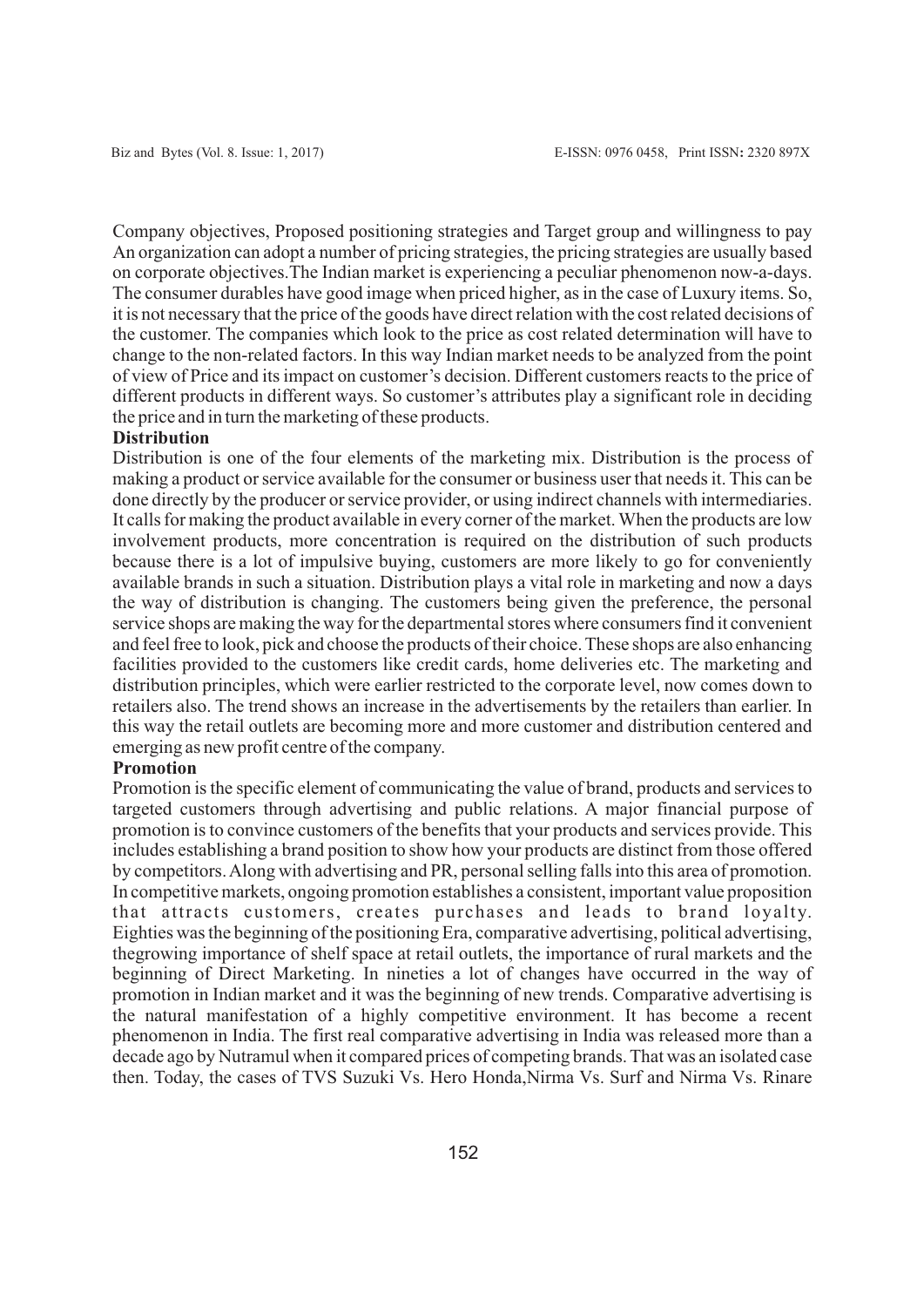Company objectives, Proposed positioning strategies and Target group and willingness to pay An organization can adopt a number of pricing strategies, the pricing strategies are usually based on corporate objectives.The Indian market is experiencing a peculiar phenomenon now-a-days. The consumer durables have good image when priced higher, as in the case of Luxury items. So, it is not necessary that the price of the goods have direct relation with the cost related decisions of the customer. The companies which look to the price as cost related determination will have to change to the non-related factors. In this way Indian market needs to be analyzed from the point of view of Price and its impact on customer's decision. Different customers reacts to the price of different products in different ways. So customer's attributes play a significant role in deciding the price and in turn the marketing of these products.

**Distribution**

Distribution is one of the four elements of the marketing mix. Distribution is the process of making a product or service available for the consumer or business user that needs it. This can be done directly by the producer or service provider, or using indirect channels with intermediaries. It calls for making the product available in every corner of the market. When the products are low involvement products, more concentration is required on the distribution of such products because there is a lot of impulsive buying, customers are more likely to go for conveniently available brands in such a situation. Distribution plays a vital role in marketing and now a days the way of distribution is changing. The customers being given the preference, the personal service shops are making the way for the departmental stores where consumers find it convenient and feel free to look, pick and choose the products of their choice. These shops are also enhancing facilities provided to the customers like credit cards, home deliveries etc. The marketing and distribution principles, which were earlier restricted to the corporate level, now comes down to retailers also. The trend shows an increase in the advertisements by the retailers than earlier. In this way the retail outlets are becoming more and more customer and distribution centered and emerging as new profit centre of the company.

**Promotion**

Promotion is the specific element of communicating the value of brand, products and services to targeted customers through advertising and public relations. A major financial purpose of promotion is to convince customers of the benefits that your products and services provide. This includes establishing a brand position to show how your products are distinct from those offered by competitors. Along with advertising and PR, personal selling falls into this area of promotion. In competitive markets, ongoing promotion establishes a consistent, important value proposition that attracts customers, creates purchases and leads to brand loyalty. Eighties was the beginning of the positioning Era, comparative advertising, political advertising, thegrowing importance of shelf space at retail outlets, the importance of rural markets and the beginning of Direct Marketing. In nineties a lot of changes have occurred in the way of promotion in Indian market and it was the beginning of new trends. Comparative advertising is the natural manifestation of a highly competitive environment. It has become a recent phenomenon in India. The first real comparative advertising in India was released more than a decade ago by Nutramul when it compared prices of competing brands. That was an isolated case then. Today, the cases of TVS Suzuki Vs. Hero Honda,Nirma Vs. Surf and Nirma Vs. Rinare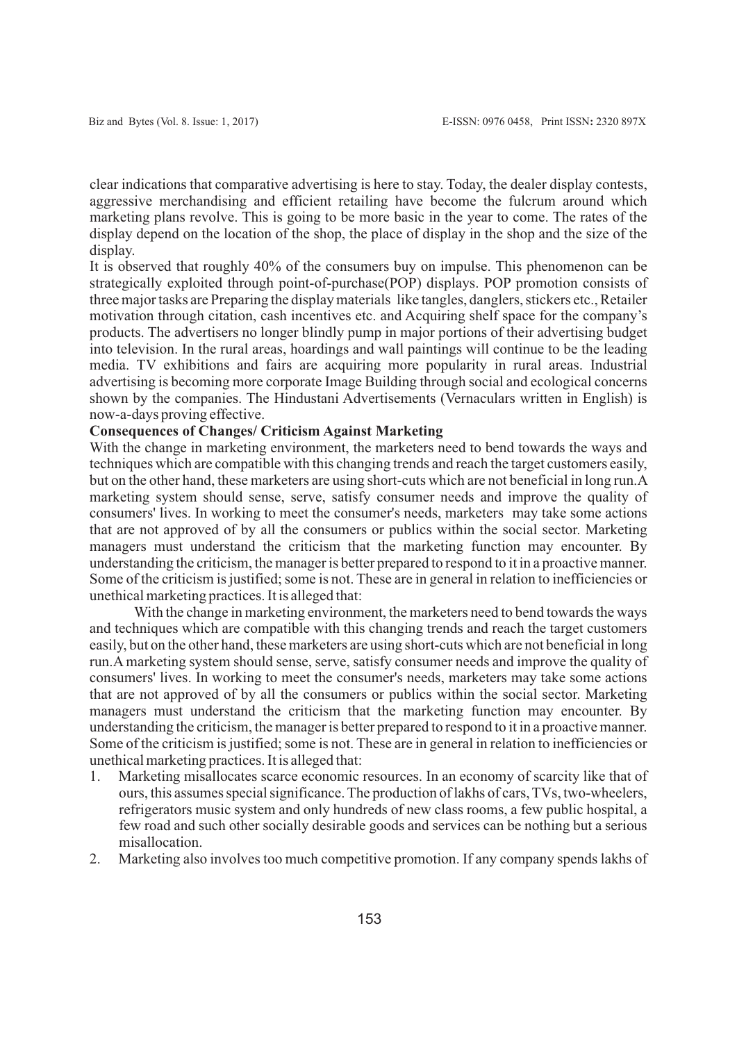clear indications that comparative advertising is here to stay. Today, the dealer display contests, aggressive merchandising and efficient retailing have become the fulcrum around which marketing plans revolve. This is going to be more basic in the year to come. The rates of the display depend on the location of the shop, the place of display in the shop and the size of the display.

It is observed that roughly 40% of the consumers buy on impulse. This phenomenon can be strategically exploited through point-of-purchase(POP) displays. POP promotion consists of three major tasks are Preparing the display materials like tangles, danglers, stickers etc., Retailer motivation through citation, cash incentives etc. and Acquiring shelf space for the company's products. The advertisers no longer blindly pump in major portions of their advertising budget into television. In the rural areas, hoardings and wall paintings will continue to be the leading media. TV exhibitions and fairs are acquiring more popularity in rural areas. Industrial advertising is becoming more corporate Image Building through social and ecological concerns shown by the companies. The Hindustani Advertisements (Vernaculars written in English) is now-a-days proving effective.

**Consequences of Changes/ Criticism Against Marketing**

With the change in marketing environment, the marketers need to bend towards the ways and techniques which are compatible with this changing trends and reach the target customers easily, but on the other hand, these marketers are using short-cuts which are not beneficial in long run.A marketing system should sense, serve, satisfy consumer needs and improve the quality of consumers' lives. In working to meet the consumer's needs, marketers may take some actions that are not approved of by all the consumers or publics within the social sector. Marketing managers must understand the criticism that the marketing function may encounter. By understanding the criticism, the manager is better prepared to respond to it in a proactive manner. Some of the criticism is justified; some is not. These are in general in relation to inefficiencies or unethical marketing practices. It is alleged that:

With the change in marketing environment, the marketers need to bend towards the ways and techniques which are compatible with this changing trends and reach the target customers easily, but on the other hand, these marketers are using short-cuts which are not beneficial in long run.A marketing system should sense, serve, satisfy consumer needs and improve the quality of consumers' lives. In working to meet the consumer's needs, marketers may take some actions that are not approved of by all the consumers or publics within the social sector. Marketing managers must understand the criticism that the marketing function may encounter. By understanding the criticism, the manager is better prepared to respond to it in a proactive manner. Some of the criticism is justified; some is not. These are in general in relation to inefficiencies or unethical marketing practices. It is alleged that:

1. Marketing misallocates scarce economic resources. In an economy of scarcity like that of ours, this assumes special significance. The production of lakhs of cars, TVs, two-wheelers, refrigerators music system and only hundreds of new class rooms, a few public hospital, a few road and such other socially desirable goods and services can be nothing but a serious misallocation.
2. Marketing also involves too much competitive promotion. If any company spends lakhs of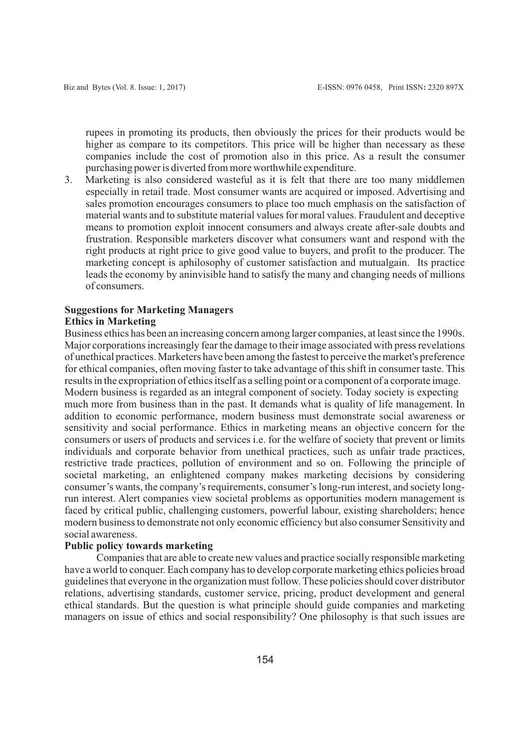rupees in promoting its products, then obviously the prices for their products would be higher as compare to its competitors. This price will be higher than necessary as these companies include the cost of promotion also in this price. As a result the consumer purchasing power is diverted from more worthwhile expenditure.

3. Marketing is also considered wasteful as it is felt that there are too many middlemen especially in retail trade. Most consumer wants are acquired or imposed. Advertising and sales promotion encourages consumers to place too much emphasis on the satisfaction of material wants and to substitute material values for moral values. Fraudulent and deceptive means to promotion exploit innocent consumers and always create after-sale doubts and frustration. Responsible marketers discover what consumers want and respond with the right products at right price to give good value to buyers, and profit to the producer. The marketing concept is aphilosophy of customer satisfaction and mutualgain. Its practice leads the economy by aninvisible hand to satisfy the many and changing needs of millions of consumers.

**Suggestions for Marketing Managers**

**Ethics in Marketing**

Business ethics has been an increasing concern among larger companies, at least since the 1990s. Major corporations increasingly fear the damage to their image associated with press revelations of unethical practices. Marketers have been among the fastest to perceive the market's preference for ethical companies, often moving faster to take advantage of this shift in consumer taste. This results in the expropriation of ethics itself as a selling point or a component of a corporate image.
Modern business is regarded as an integral component of society. Today society is expecting much more from business than in the past. It demands what is quality of life management. In addition to economic performance, modern business must demonstrate social awareness or sensitivity and social performance. Ethics in marketing means an objective concern for the consumers or users of products and services i.e. for the welfare of society that prevent or limits individuals and corporate behavior from unethical practices, such as unfair trade practices, restrictive trade practices, pollution of environment and so on. Following the principle of societal marketing, an enlightened company makes marketing decisions by considering consumer's wants, the company's requirements, consumer's long-run interest, and society long-run interest. Alert companies view societal problems as opportunities modern management is faced by critical public, challenging customers, powerful labour, existing shareholders; hence modern business to demonstrate not only economic efficiency but also consumer Sensitivity and social awareness.

**Public policy towards marketing**

Companies that are able to create new values and practice socially responsible marketing have a world to conquer. Each company has to develop corporate marketing ethics policies broad guidelines that everyone in the organization must follow. These policies should cover distributor relations, advertising standards, customer service, pricing, product development and general ethical standards. But the question is what principle should guide companies and marketing managers on issue of ethics and social responsibility? One philosophy is that such issues are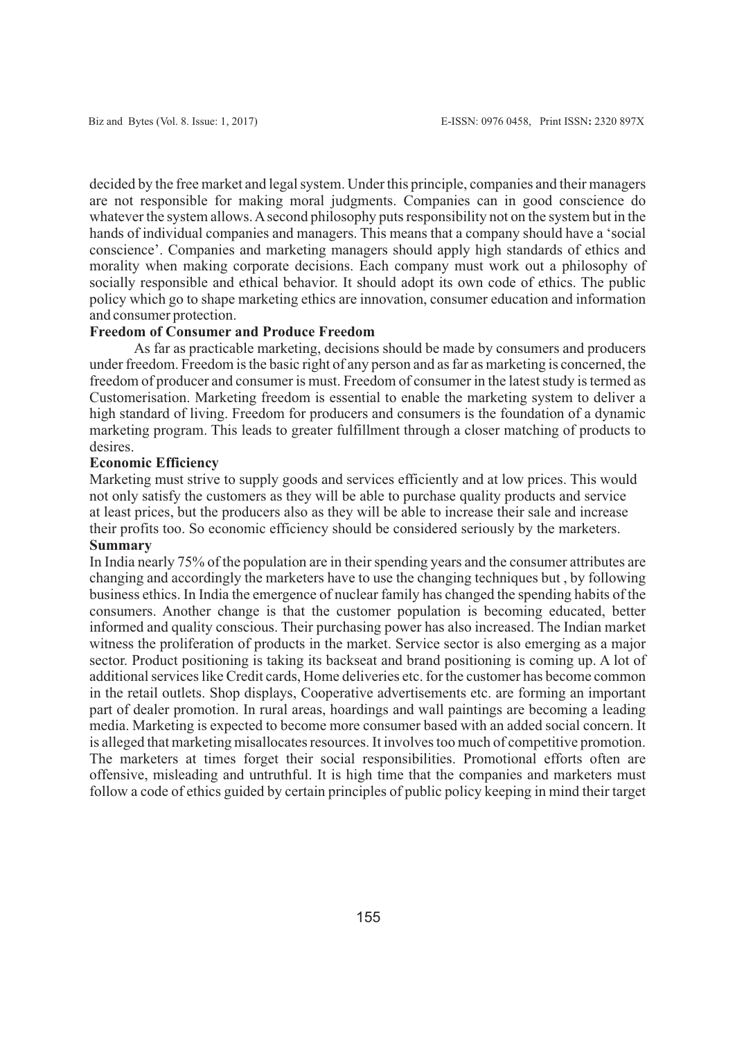decided by the free market and legal system. Under this principle, companies and their managers are not responsible for making moral judgments. Companies can in good conscience do whatever the system allows. A second philosophy puts responsibility not on the system but in the hands of individual companies and managers. This means that a company should have a 'social conscience'. Companies and marketing managers should apply high standards of ethics and morality when making corporate decisions. Each company must work out a philosophy of socially responsible and ethical behavior. It should adopt its own code of ethics. The public policy which go to shape marketing ethics are innovation, consumer education and information and consumer protection.

**Freedom of Consumer and Produce Freedom**

As far as practicable marketing, decisions should be made by consumers and producers under freedom. Freedom is the basic right of any person and as far as marketing is concerned, the freedom of producer and consumer is must. Freedom of consumer in the latest study is termed as Customerisation. Marketing freedom is essential to enable the marketing system to deliver a high standard of living. Freedom for producers and consumers is the foundation of a dynamic marketing program. This leads to greater fulfillment through a closer matching of products to desires.

**Economic Efficiency**

Marketing must strive to supply goods and services efficiently and at low prices. This would not only satisfy the customers as they will be able to purchase quality products and service at least prices, but the producers also as they will be able to increase their sale and increase their profits too. So economic efficiency should be considered seriously by the marketers.

**Summary**

In India nearly 75% of the population are in their spending years and the consumer attributes are changing and accordingly the marketers have to use the changing techniques but , by following business ethics. In India the emergence of nuclear family has changed the spending habits of the consumers. Another change is that the customer population is becoming educated, better informed and quality conscious. Their purchasing power has also increased. The Indian market witness the proliferation of products in the market. Service sector is also emerging as a major sector. Product positioning is taking its backseat and brand positioning is coming up. A lot of additional services like Credit cards, Home deliveries etc. for the customer has become common in the retail outlets. Shop displays, Cooperative advertisements etc. are forming an important part of dealer promotion. In rural areas, hoardings and wall paintings are becoming a leading media. Marketing is expected to become more consumer based with an added social concern. It is alleged that marketing misallocates resources. It involves too much of competitive promotion. The marketers at times forget their social responsibilities. Promotional efforts often are offensive, misleading and untruthful. It is high time that the companies and marketers must follow a code of ethics guided by certain principles of public policy keeping in mind their target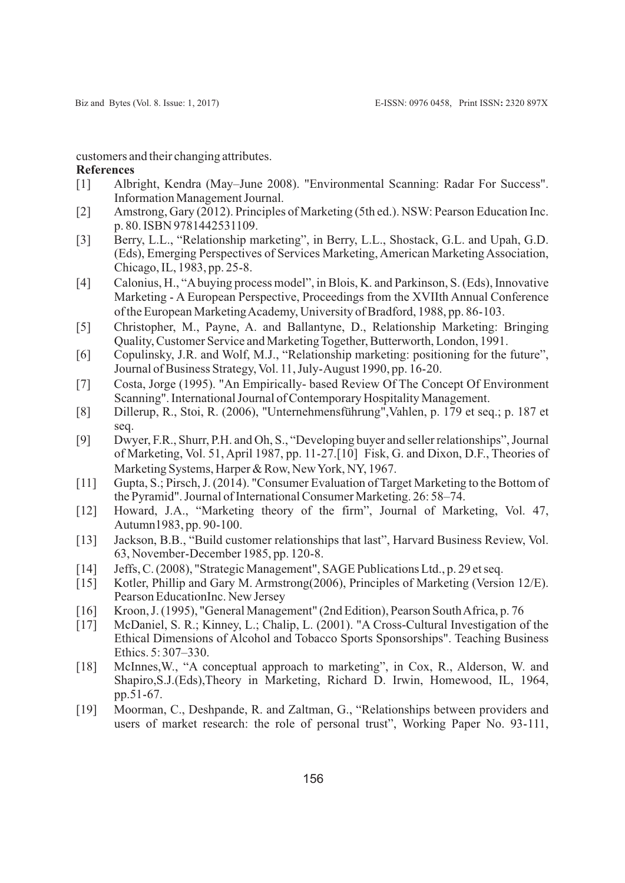customers and their changing attributes.

**References**

[1] Albright, Kendra (May–June 2008). "Environmental Scanning: Radar For Success". Information Management Journal.

[2] Amstrong, Gary (2012). Principles of Marketing (5th ed.). NSW: Pearson Education Inc. p. 80. ISBN 9781442531109.

[3] Berry, L.L., "Relationship marketing", in Berry, L.L., Shostack, G.L. and Upah, G.D. (Eds), Emerging Perspectives of Services Marketing, American Marketing Association, Chicago, IL, 1983, pp. 25-8.

[4] Calonius, H., "A buying process model", in Blois, K. and Parkinson, S. (Eds), Innovative Marketing - A European Perspective, Proceedings from the XVIIth Annual Conference of the European Marketing Academy, University of Bradford, 1988, pp. 86-103.

[5] Christopher, M., Payne, A. and Ballantyne, D., Relationship Marketing: Bringing Quality, Customer Service and Marketing Together, Butterworth, London, 1991.

[6] Copulinsky, J.R. and Wolf, M.J., "Relationship marketing: positioning for the future", Journal of Business Strategy, Vol. 11, July-August 1990, pp. 16-20.

[7] Costa, Jorge (1995). "An Empirically- based Review Of The Concept Of Environment Scanning". International Journal of Contemporary Hospitality Management.

[8] Dillerup, R., Stoi, R. (2006), "Unternehmensführung",Vahlen, p. 179 et seq.; p. 187 et seq.

[9] Dwyer, F.R., Shurr, P.H. and Oh, S., "Developing buyer and seller relationships", Journal of Marketing, Vol. 51, April 1987, pp. 11-27.[10] Fisk, G. and Dixon, D.F., Theories of Marketing Systems, Harper & Row, New York, NY, 1967.

[11] Gupta, S.; Pirsch, J. (2014). "Consumer Evaluation of Target Marketing to the Bottom of the Pyramid". Journal of International Consumer Marketing. 26: 58–74.

[12] Howard, J.A., "Marketing theory of the firm", Journal of Marketing, Vol. 47, Autumn1983, pp. 90-100.

[13] Jackson, B.B., "Build customer relationships that last", Harvard Business Review, Vol. 63, November-December 1985, pp. 120-8.

[14] Jeffs, C. (2008), "Strategic Management", SAGE Publications Ltd., p. 29 et seq.

[15] Kotler, Phillip and Gary M. Armstrong(2006), Principles of Marketing (Version 12/E). Pearson EducationInc. New Jersey

[16] Kroon, J. (1995), "General Management" (2nd Edition), Pearson South Africa, p. 76

[17] McDaniel, S. R.; Kinney, L.; Chalip, L. (2001). "A Cross-Cultural Investigation of the Ethical Dimensions of Alcohol and Tobacco Sports Sponsorships". Teaching Business Ethics. 5: 307–330.

[18] McInnes,W., "A conceptual approach to marketing", in Cox, R., Alderson, W. and Shapiro,S.J.(Eds),Theory in Marketing, Richard D. Irwin, Homewood, IL, 1964, pp.51-67.

[19] Moorman, C., Deshpande, R. and Zaltman, G., "Relationships between providers and users of market research: the role of personal trust", Working Paper No. 93-111,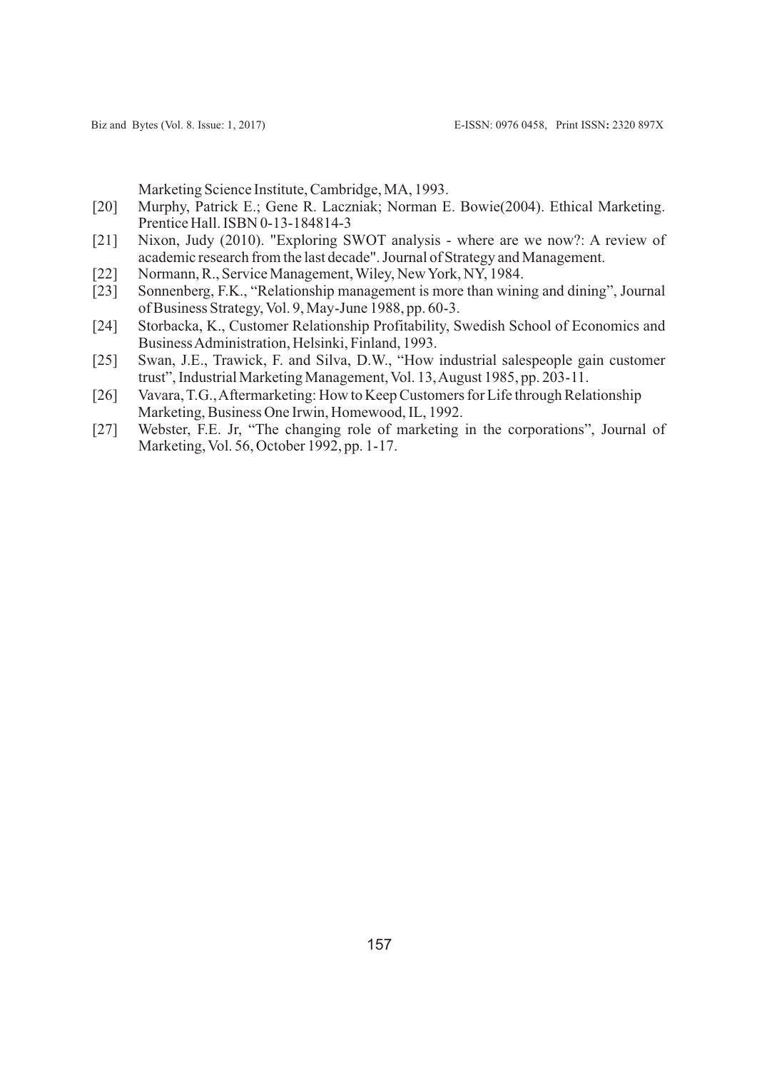Marketing Science Institute, Cambridge, MA, 1993.

[20] Murphy, Patrick E.; Gene R. Laczniak; Norman E. Bowie(2004). Ethical Marketing. Prentice Hall. ISBN 0-13-184814-3

[21] Nixon, Judy (2010). "Exploring SWOT analysis - where are we now?: A review of academic research from the last decade". Journal of Strategy and Management.

[22] Normann, R., Service Management, Wiley, New York, NY, 1984.

[23] Sonnenberg, F.K., “Relationship management is more than wining and dining”, Journal of Business Strategy, Vol. 9, May-June 1988, pp. 60-3.

[24] Storbacka, K., Customer Relationship Profitability, Swedish School of Economics and Business Administration, Helsinki, Finland, 1993.

[25] Swan, J.E., Trawick, F. and Silva, D.W., “How industrial salespeople gain customer trust”, Industrial Marketing Management, Vol. 13, August 1985, pp. 203-11.

[26] Vavara, T.G., Aftermarketing: How to Keep Customers for Life through Relationship Marketing, Business One Irwin, Homewood, IL, 1992.

[27] Webster, F.E. Jr, “The changing role of marketing in the corporations”, Journal of Marketing, Vol. 56, October 1992, pp. 1-17.